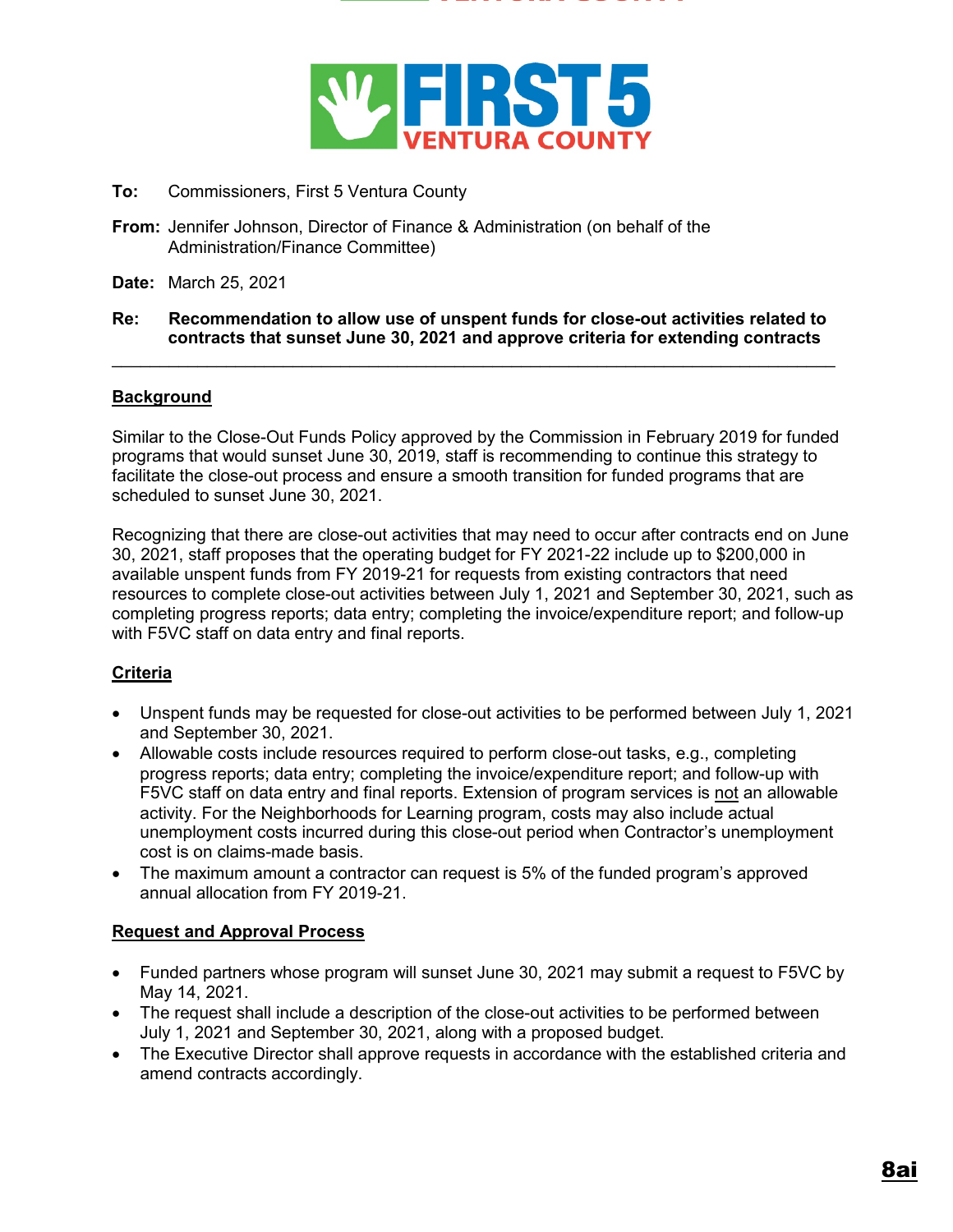**To:** Commissioners, First 5 Ventura County

**From:** Jennifer Johnson, Director of Finance & Administration (on behalf of the Administration/Finance Committee)

**Date:** March 25, 2021

**Re:** **Recommendation to allow use of unspent funds for close-out activities related to contracts that sunset June 30, 2021 and approve criteria for extending contracts**

---

## Background

Similar to the Close-Out Funds Policy approved by the Commission in February 2019 for funded programs that would sunset June 30, 2019, staff is recommending to continue this strategy to facilitate the close-out process and ensure a smooth transition for funded programs that are scheduled to sunset June 30, 2021.

Recognizing that there are close-out activities that may need to occur after contracts end on June 30, 2021, staff proposes that the operating budget for FY 2021-22 include up to $200,000 in available unspent funds from FY 2019-21 for requests from existing contractors that need resources to complete close-out activities between July 1, 2021 and September 30, 2021, such as completing progress reports; data entry; completing the invoice/expenditure report; and follow-up with F5VC staff on data entry and final reports.

## Criteria

- Unspent funds may be requested for close-out activities to be performed between July 1, 2021 and September 30, 2021.
- Allowable costs include resources required to perform close-out tasks, e.g., completing progress reports; data entry; completing the invoice/expenditure report; and follow-up with F5VC staff on data entry and final reports. Extension of program services is not an allowable activity. For the Neighborhoods for Learning program, costs may also include actual unemployment costs incurred during this close-out period when Contractor's unemployment cost is on claims-made basis.
- The maximum amount a contractor can request is 5% of the funded program's approved annual allocation from FY 2019-21.

## Request and Approval Process

- Funded partners whose program will sunset June 30, 2021 may submit a request to F5VC by May 14, 2021.
- The request shall include a description of the close-out activities to be performed between July 1, 2021 and September 30, 2021, along with a proposed budget.
- The Executive Director shall approve requests in accordance with the established criteria and amend contracts accordingly.

**8ai**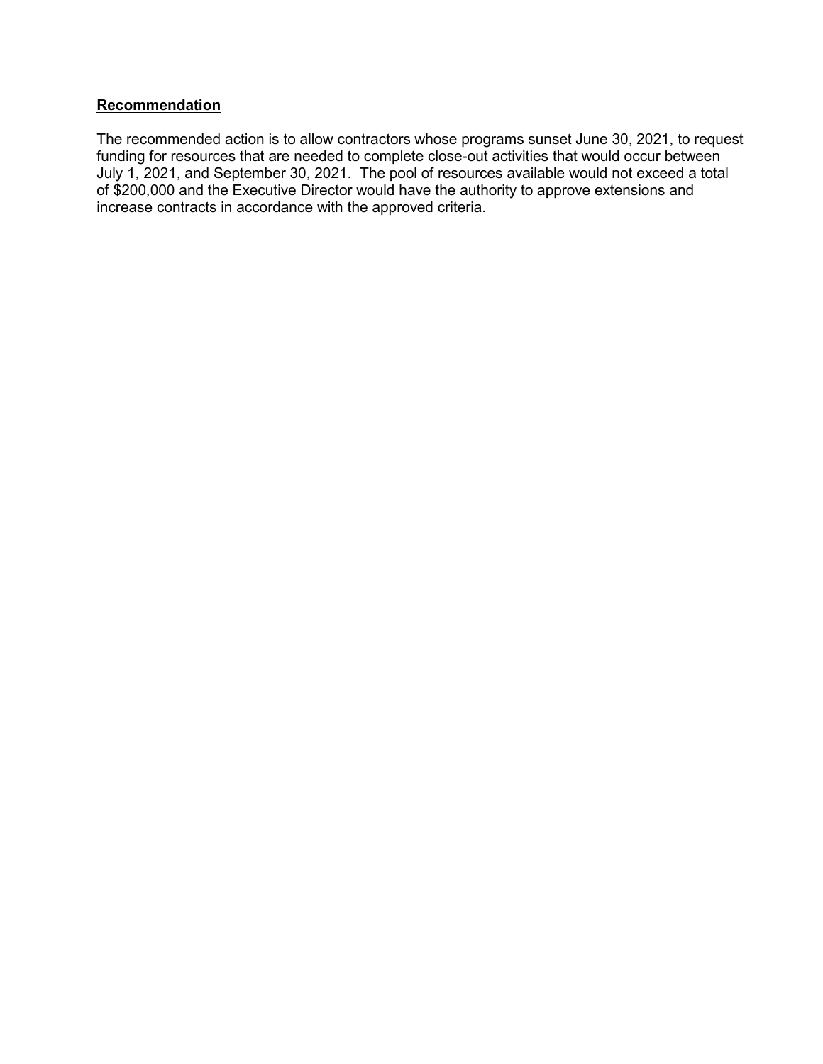## Recommendation

The recommended action is to allow contractors whose programs sunset June 30, 2021, to request funding for resources that are needed to complete close-out activities that would occur between July 1, 2021, and September 30, 2021. The pool of resources available would not exceed a total of $200,000 and the Executive Director would have the authority to approve extensions and increase contracts in accordance with the approved criteria.